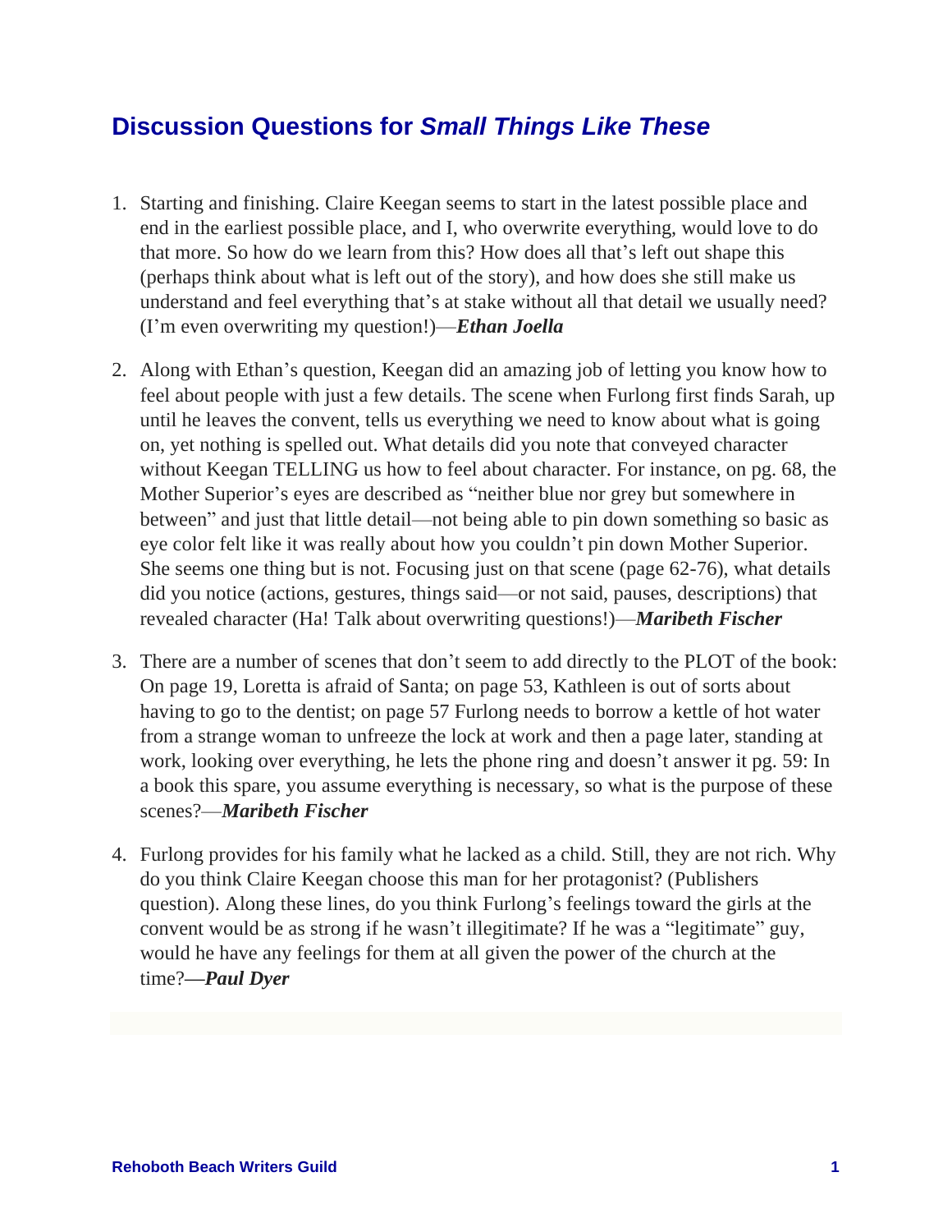# Discussion Questions for *Small Things Like These*

1. Starting and finishing. Claire Keegan seems to start in the latest possible place and end in the earliest possible place, and I, who overwrite everything, would love to do that more. So how do we learn from this? How does all that's left out shape this (perhaps think about what is left out of the story), and how does she still make us understand and feel everything that's at stake without all that detail we usually need? (I'm even overwriting my question!)—***Ethan Joella***

2. Along with Ethan's question, Keegan did an amazing job of letting you know how to feel about people with just a few details. The scene when Furlong first finds Sarah, up until he leaves the convent, tells us everything we need to know about what is going on, yet nothing is spelled out. What details did you note that conveyed character without Keegan TELLING us how to feel about character. For instance, on pg. 68, the Mother Superior's eyes are described as "neither blue nor grey but somewhere in between" and just that little detail—not being able to pin down something so basic as eye color felt like it was really about how you couldn't pin down Mother Superior. She seems one thing but is not. Focusing just on that scene (page 62-76), what details did you notice (actions, gestures, things said—or not said, pauses, descriptions) that revealed character (Ha! Talk about overwriting questions!)—***Maribeth Fischer***

3. There are a number of scenes that don't seem to add directly to the PLOT of the book: On page 19, Loretta is afraid of Santa; on page 53, Kathleen is out of sorts about having to go to the dentist; on page 57 Furlong needs to borrow a kettle of hot water from a strange woman to unfreeze the lock at work and then a page later, standing at work, looking over everything, he lets the phone ring and doesn't answer it pg. 59: In a book this spare, you assume everything is necessary, so what is the purpose of these scenes?—***Maribeth Fischer***

4. Furlong provides for his family what he lacked as a child. Still, they are not rich. Why do you think Claire Keegan choose this man for her protagonist? (Publishers question). Along these lines, do you think Furlong's feelings toward the girls at the convent would be as strong if he wasn't illegitimate? If he was a "legitimate" guy, would he have any feelings for them at all given the power of the church at the time?**—*Paul Dyer***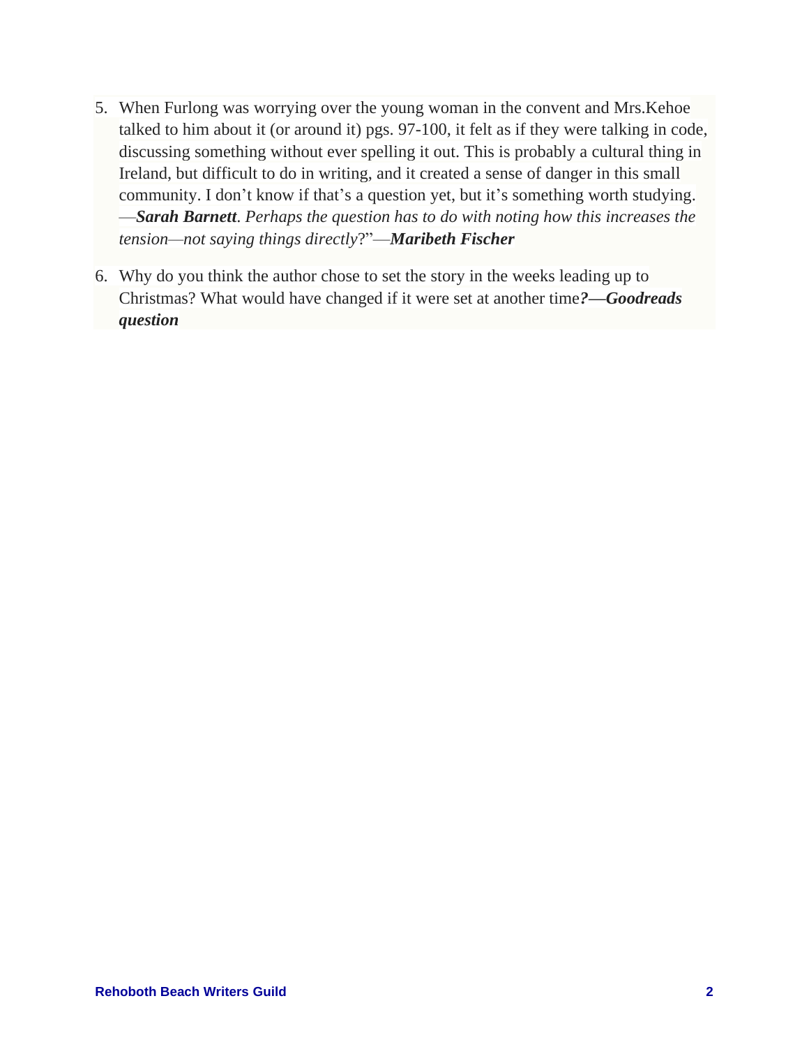5. When Furlong was worrying over the young woman in the convent and Mrs.Kehoe talked to him about it (or around it) pgs. 97-100, it felt as if they were talking in code, discussing something without ever spelling it out. This is probably a cultural thing in Ireland, but difficult to do in writing, and it created a sense of danger in this small community. I don't know if that's a question yet, but it's something worth studying. —***Sarah Barnett***. *Perhaps the question has to do with noting how this increases the tension—not saying things directly*?"—***Maribeth Fischer***

6. Why do you think the author chose to set the story in the weeks leading up to Christmas? What would have changed if it were set at another time***?—Goodreads question***